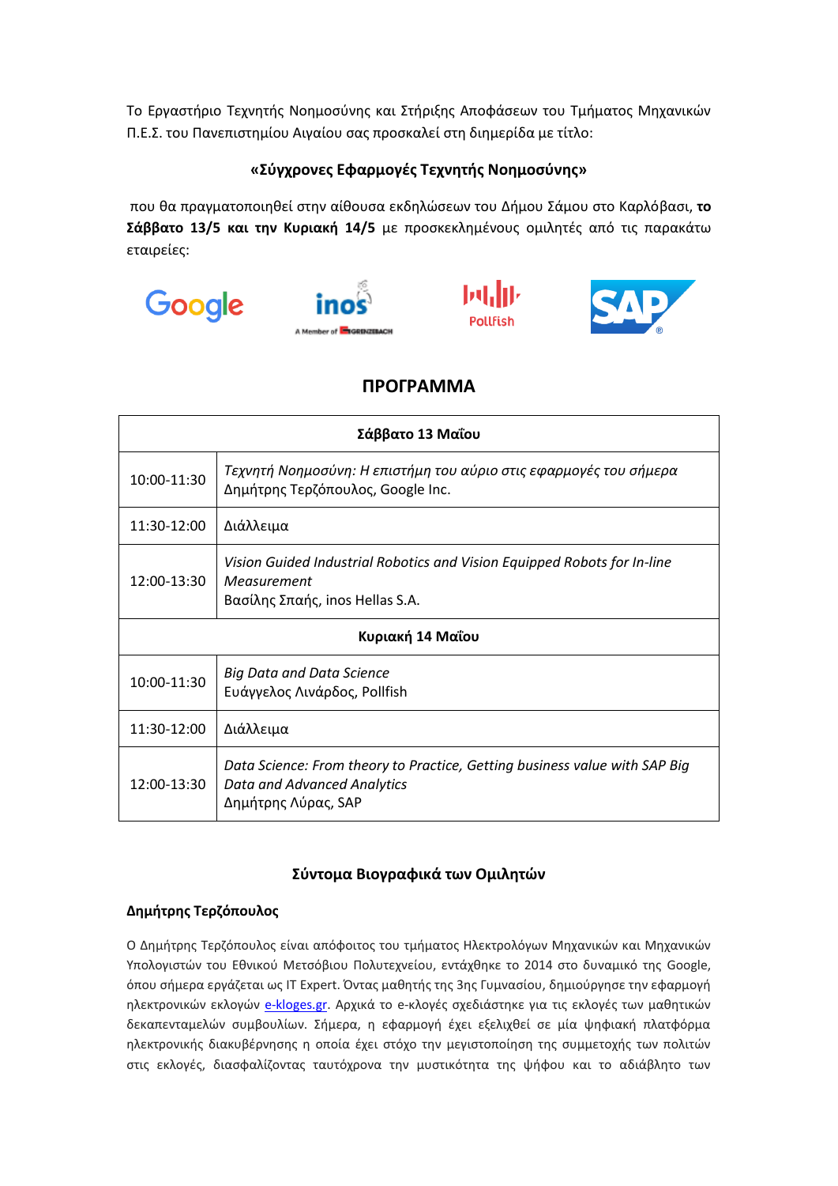Το Εργαστήριο Τεχνητής Νοημοσύνης και Στήριξης Αποφάσεων του Τμήματος Μηχανικών Π.Ε.Σ. του Πανεπιστημίου Αιγαίου σας προσκαλεί στη διημερίδα με τίτλο:

**«Σύγχρονες Εφαρμογές Τεχνητής Νοημοσύνης»**

που θα πραγματοποιηθεί στην αίθουσα εκδηλώσεων του Δήμου Σάμου στο Καρλόβασι, **το Σάββατο 13/5 και την Κυριακή 14/5** με προσκεκλημένους ομιλητές από τις παρακάτω εταιρείες:

Google, inos, Pollfish, SAP

## ΠΡΟΓΡΑΜΜΑ

| **Σάββατο 13 Μαΐου** | |
|---|---|
| 10:00-11:30 | *Τεχνητή Νοημοσύνη: Η επιστήμη του αύριο στις εφαρμογές του σήμερα*<br>Δημήτρης Τερζόπουλος, Google Inc. |
| 11:30-12:00 | Διάλλειμα |
| 12:00-13:30 | *Vision Guided Industrial Robotics and Vision Equipped Robots for In-line Measurement*<br>Βασίλης Σπαής, inos Hellas S.A. |
| **Κυριακή 14 Μαΐου** | |
| 10:00-11:30 | *Big Data and Data Science*<br>Ευάγγελος Λινάρδος, Pollfish |
| 11:30-12:00 | Διάλλειμα |
| 12:00-13:30 | *Data Science: From theory to Practice, Getting business value with SAP Big Data and Advanced Analytics*<br>Δημήτρης Λύρας, SAP |

### Σύντομα Βιογραφικά των Ομιλητών

**Δημήτρης Τερζόπουλος**

Ο Δημήτρης Τερζόπουλος είναι απόφοιτος του τμήματος Ηλεκτρολόγων Μηχανικών και Μηχανικών Υπολογιστών του Εθνικού Μετσόβιου Πολυτεχνείου, εντάχθηκε το 2014 στο δυναμικό της Google, όπου σήμερα εργάζεται ως IT Expert. Όντας μαθητής της 3ης Γυμνασίου, δημιούργησε την εφαρμογή ηλεκτρονικών εκλογών e-kloges.gr. Αρχικά το e-κλογές σχεδιάστηκε για τις εκλογές των μαθητικών δεκαπενταμελών συμβουλίων. Σήμερα, η εφαρμογή έχει εξελιχθεί σε μία ψηφιακή πλατφόρμα ηλεκτρονικής διακυβέρνησης η οποία έχει στόχο την μεγιστοποίηση της συμμετοχής των πολιτών στις εκλογές, διασφαλίζοντας ταυτόχρονα την μυστικότητα της ψήφου και το αδιάβλητο των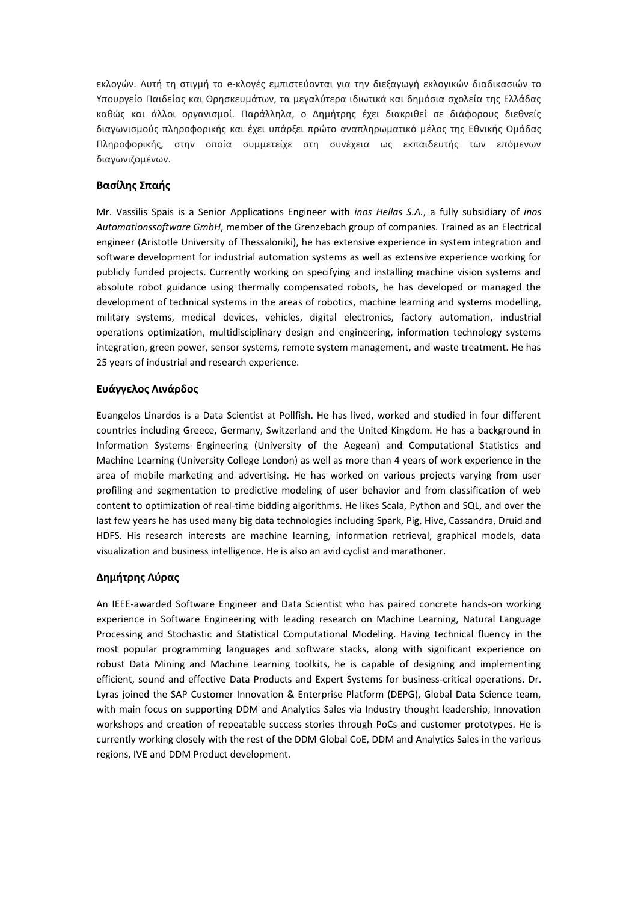εκλογών. Αυτή τη στιγμή το e-κλογές εμπιστεύονται για την διεξαγωγή εκλογικών διαδικασιών το Υπουργείο Παιδείας και Θρησκευμάτων, τα μεγαλύτερα ιδιωτικά και δημόσια σχολεία της Ελλάδας καθώς και άλλοι οργανισμοί. Παράλληλα, ο Δημήτρης έχει διακριθεί σε διάφορους διεθνείς διαγωνισμούς πληροφορικής και έχει υπάρξει πρώτο αναπληρωματικό μέλος της Εθνικής Ομάδας Πληροφορικής, στην οποία συμμετείχε στη συνέχεια ως εκπαιδευτής των επόμενων διαγωνιζομένων.

### Βασίλης Σπαής

Mr. Vassilis Spais is a Senior Applications Engineer with *inos Hellas S.A.*, a fully subsidiary of *inos Automationssoftware GmbH*, member of the Grenzebach group of companies. Trained as an Electrical engineer (Aristotle University of Thessaloniki), he has extensive experience in system integration and software development for industrial automation systems as well as extensive experience working for publicly funded projects. Currently working on specifying and installing machine vision systems and absolute robot guidance using thermally compensated robots, he has developed or managed the development of technical systems in the areas of robotics, machine learning and systems modelling, military systems, medical devices, vehicles, digital electronics, factory automation, industrial operations optimization, multidisciplinary design and engineering, information technology systems integration, green power, sensor systems, remote system management, and waste treatment. He has 25 years of industrial and research experience.

### Ευάγγελος Λινάρδος

Euangelos Linardos is a Data Scientist at Pollfish. He has lived, worked and studied in four different countries including Greece, Germany, Switzerland and the United Kingdom. He has a background in Information Systems Engineering (University of the Aegean) and Computational Statistics and Machine Learning (University College London) as well as more than 4 years of work experience in the area of mobile marketing and advertising. He has worked on various projects varying from user profiling and segmentation to predictive modeling of user behavior and from classification of web content to optimization of real-time bidding algorithms. He likes Scala, Python and SQL, and over the last few years he has used many big data technologies including Spark, Pig, Hive, Cassandra, Druid and HDFS. His research interests are machine learning, information retrieval, graphical models, data visualization and business intelligence. He is also an avid cyclist and marathoner.

### Δημήτρης Λύρας

An IEEE-awarded Software Engineer and Data Scientist who has paired concrete hands-on working experience in Software Engineering with leading research on Machine Learning, Natural Language Processing and Stochastic and Statistical Computational Modeling. Having technical fluency in the most popular programming languages and software stacks, along with significant experience on robust Data Mining and Machine Learning toolkits, he is capable of designing and implementing efficient, sound and effective Data Products and Expert Systems for business-critical operations. Dr. Lyras joined the SAP Customer Innovation & Enterprise Platform (DEPG), Global Data Science team, with main focus on supporting DDM and Analytics Sales via Industry thought leadership, Innovation workshops and creation of repeatable success stories through PoCs and customer prototypes. He is currently working closely with the rest of the DDM Global CoE, DDM and Analytics Sales in the various regions, IVE and DDM Product development.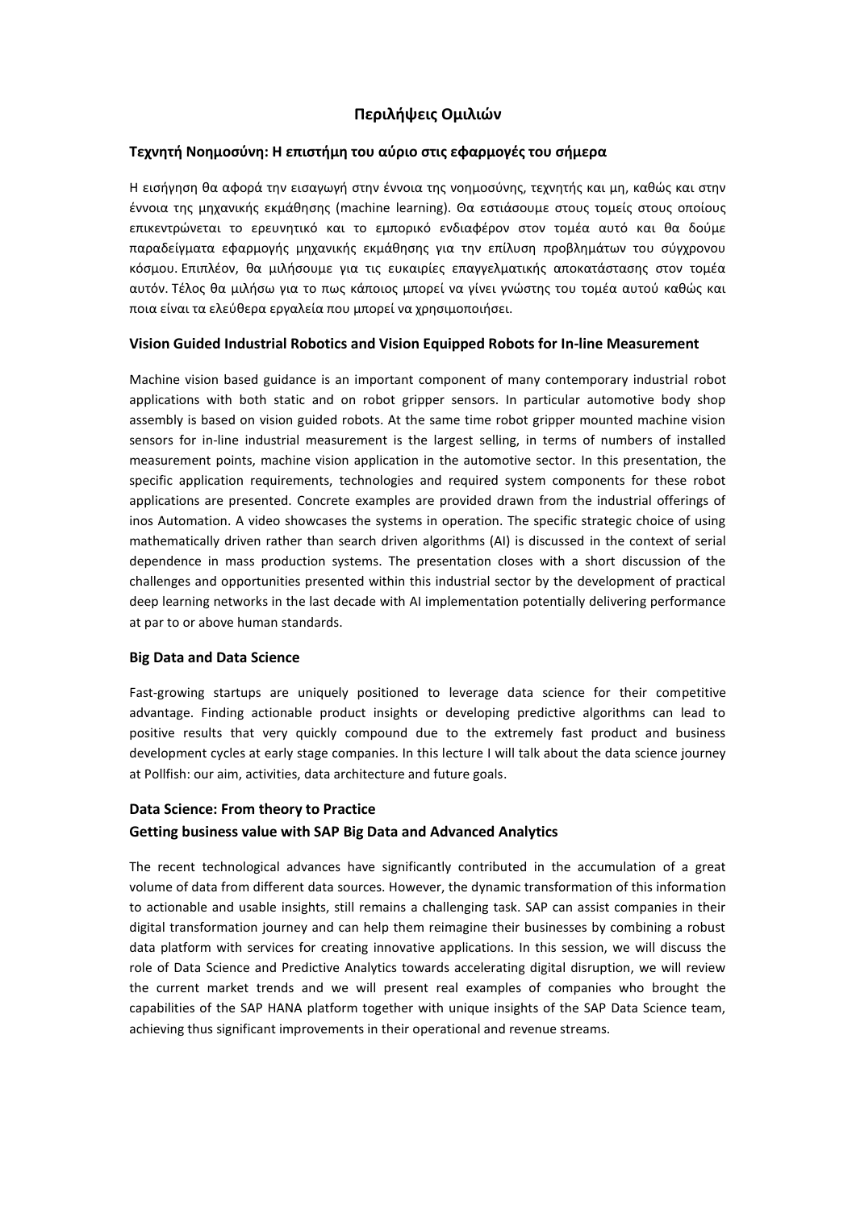## Περιλήψεις Ομιλιών

### Τεχνητή Νοημοσύνη: Η επιστήμη του αύριο στις εφαρμογές του σήμερα

Η εισήγηση θα αφορά την εισαγωγή στην έννοια της νοημοσύνης, τεχνητής και μη, καθώς και στην έννοια της μηχανικής εκμάθησης (machine learning). Θα εστιάσουμε στους τομείς στους οποίους επικεντρώνεται το ερευνητικό και το εμπορικό ενδιαφέρον στον τομέα αυτό και θα δούμε παραδείγματα εφαρμογής μηχανικής εκμάθησης για την επίλυση προβλημάτων του σύγχρονου κόσμου. Επιπλέον, θα μιλήσουμε για τις ευκαιρίες επαγγελματικής αποκατάστασης στον τομέα αυτόν. Τέλος θα μιλήσω για το πως κάποιος μπορεί να γίνει γνώστης του τομέα αυτού καθώς και ποια είναι τα ελεύθερα εργαλεία που μπορεί να χρησιμοποιήσει.

### Vision Guided Industrial Robotics and Vision Equipped Robots for In-line Measurement

Machine vision based guidance is an important component of many contemporary industrial robot applications with both static and on robot gripper sensors. In particular automotive body shop assembly is based on vision guided robots. At the same time robot gripper mounted machine vision sensors for in-line industrial measurement is the largest selling, in terms of numbers of installed measurement points, machine vision application in the automotive sector. In this presentation, the specific application requirements, technologies and required system components for these robot applications are presented. Concrete examples are provided drawn from the industrial offerings of inos Automation. A video showcases the systems in operation. The specific strategic choice of using mathematically driven rather than search driven algorithms (AI) is discussed in the context of serial dependence in mass production systems. The presentation closes with a short discussion of the challenges and opportunities presented within this industrial sector by the development of practical deep learning networks in the last decade with AI implementation potentially delivering performance at par to or above human standards.

### Big Data and Data Science

Fast-growing startups are uniquely positioned to leverage data science for their competitive advantage. Finding actionable product insights or developing predictive algorithms can lead to positive results that very quickly compound due to the extremely fast product and business development cycles at early stage companies. In this lecture I will talk about the data science journey at Pollfish: our aim, activities, data architecture and future goals.

### Data Science: From theory to Practice
### Getting business value with SAP Big Data and Advanced Analytics

The recent technological advances have significantly contributed in the accumulation of a great volume of data from different data sources. However, the dynamic transformation of this information to actionable and usable insights, still remains a challenging task. SAP can assist companies in their digital transformation journey and can help them reimagine their businesses by combining a robust data platform with services for creating innovative applications. In this session, we will discuss the role of Data Science and Predictive Analytics towards accelerating digital disruption, we will review the current market trends and we will present real examples of companies who brought the capabilities of the SAP HANA platform together with unique insights of the SAP Data Science team, achieving thus significant improvements in their operational and revenue streams.